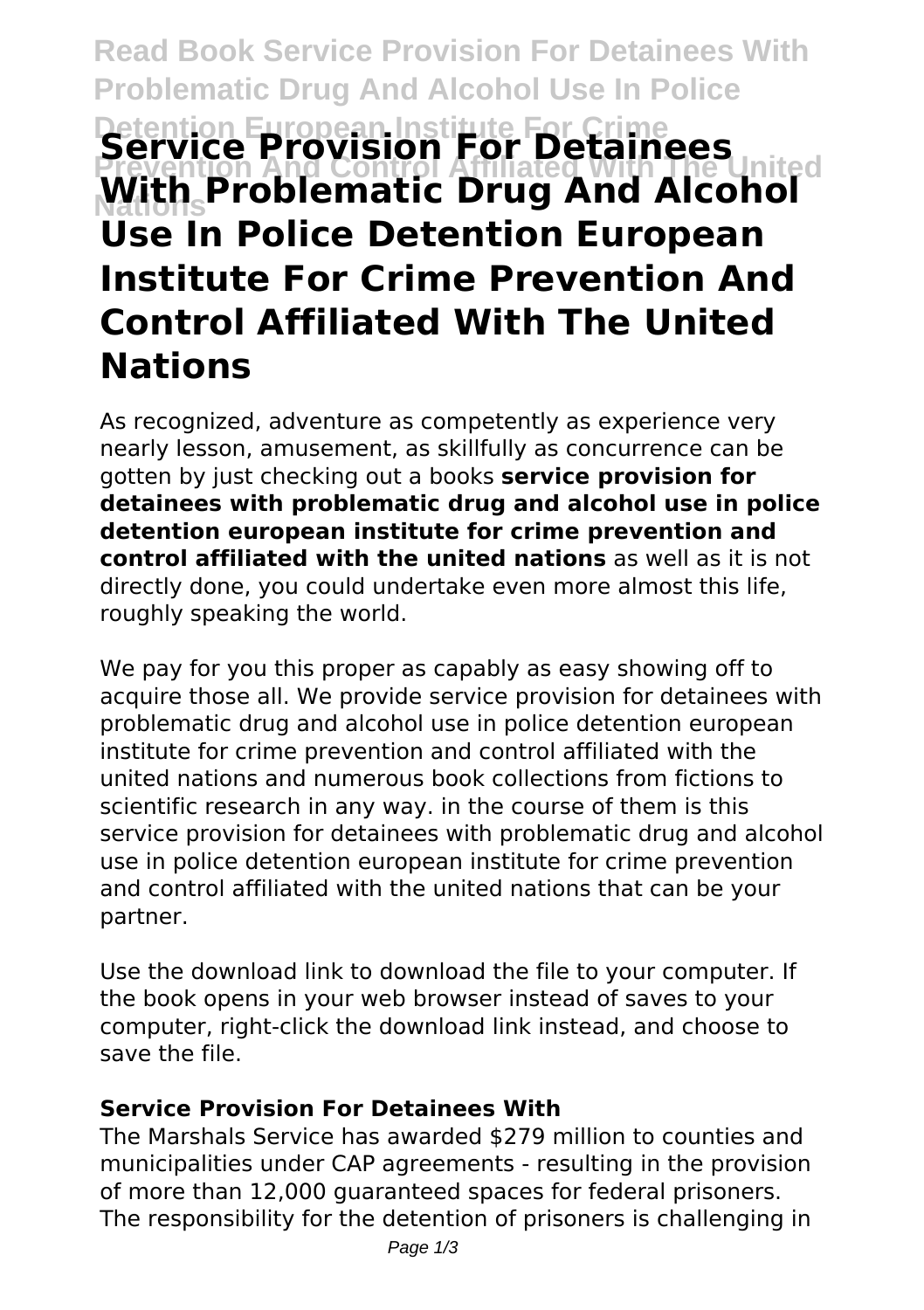# Service Provision For Detainees With Problematic Drug And Alcohol Use In Police Detention European Institute For Crime Prevention And Control Affiliated With The United Nations

As recognized, adventure as competently as experience very nearly lesson, amusement, as skillfully as concurrence can be gotten by just checking out a books **service provision for detainees with problematic drug and alcohol use in police detention european institute for crime prevention and control affiliated with the united nations** as well as it is not directly done, you could undertake even more almost this life, roughly speaking the world.

We pay for you this proper as capably as easy showing off to acquire those all. We provide service provision for detainees with problematic drug and alcohol use in police detention european institute for crime prevention and control affiliated with the united nations and numerous book collections from fictions to scientific research in any way. in the course of them is this service provision for detainees with problematic drug and alcohol use in police detention european institute for crime prevention and control affiliated with the united nations that can be your partner.

Use the download link to download the file to your computer. If the book opens in your web browser instead of saves to your computer, right-click the download link instead, and choose to save the file.

### Service Provision For Detainees With

The Marshals Service has awarded $279 million to counties and municipalities under CAP agreements - resulting in the provision of more than 12,000 guaranteed spaces for federal prisoners. The responsibility for the detention of prisoners is challenging in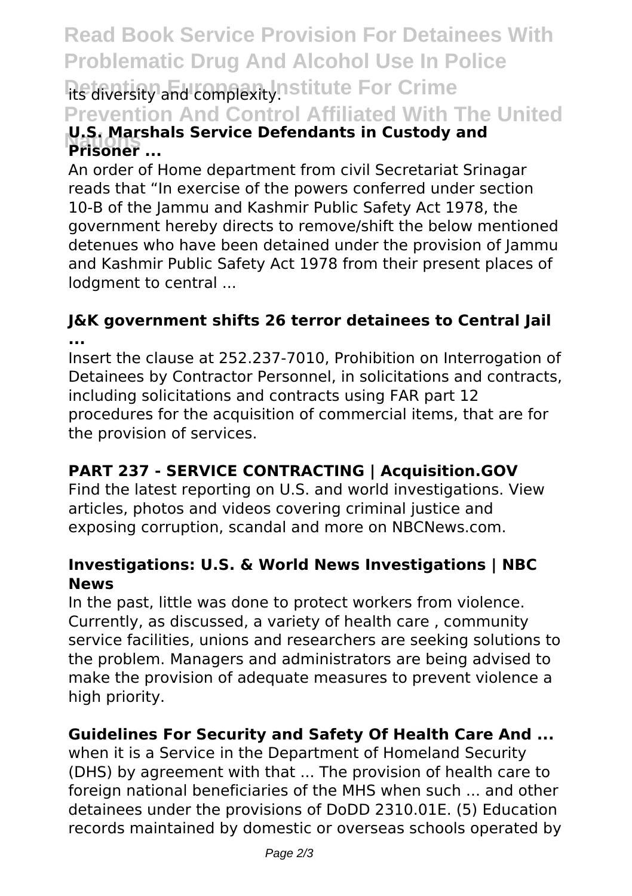its diversity and complexity.

**U.S. Marshals Service Defendants in Custody and Prisoner ...**

An order of Home department from civil Secretariat Srinagar reads that "In exercise of the powers conferred under section 10-B of the Jammu and Kashmir Public Safety Act 1978, the government hereby directs to remove/shift the below mentioned detenues who have been detained under the provision of Jammu and Kashmir Public Safety Act 1978 from their present places of lodgment to central ...

### J&K government shifts 26 terror detainees to Central Jail ...

Insert the clause at 252.237-7010, Prohibition on Interrogation of Detainees by Contractor Personnel, in solicitations and contracts, including solicitations and contracts using FAR part 12 procedures for the acquisition of commercial items, that are for the provision of services.

### PART 237 - SERVICE CONTRACTING | Acquisition.GOV

Find the latest reporting on U.S. and world investigations. View articles, photos and videos covering criminal justice and exposing corruption, scandal and more on NBCNews.com.

### Investigations: U.S. & World News Investigations | NBC News

In the past, little was done to protect workers from violence. Currently, as discussed, a variety of health care , community service facilities, unions and researchers are seeking solutions to the problem. Managers and administrators are being advised to make the provision of adequate measures to prevent violence a high priority.

### Guidelines For Security and Safety Of Health Care And ...

when it is a Service in the Department of Homeland Security (DHS) by agreement with that ... The provision of health care to foreign national beneficiaries of the MHS when such ... and other detainees under the provisions of DoDD 2310.01E. (5) Education records maintained by domestic or overseas schools operated by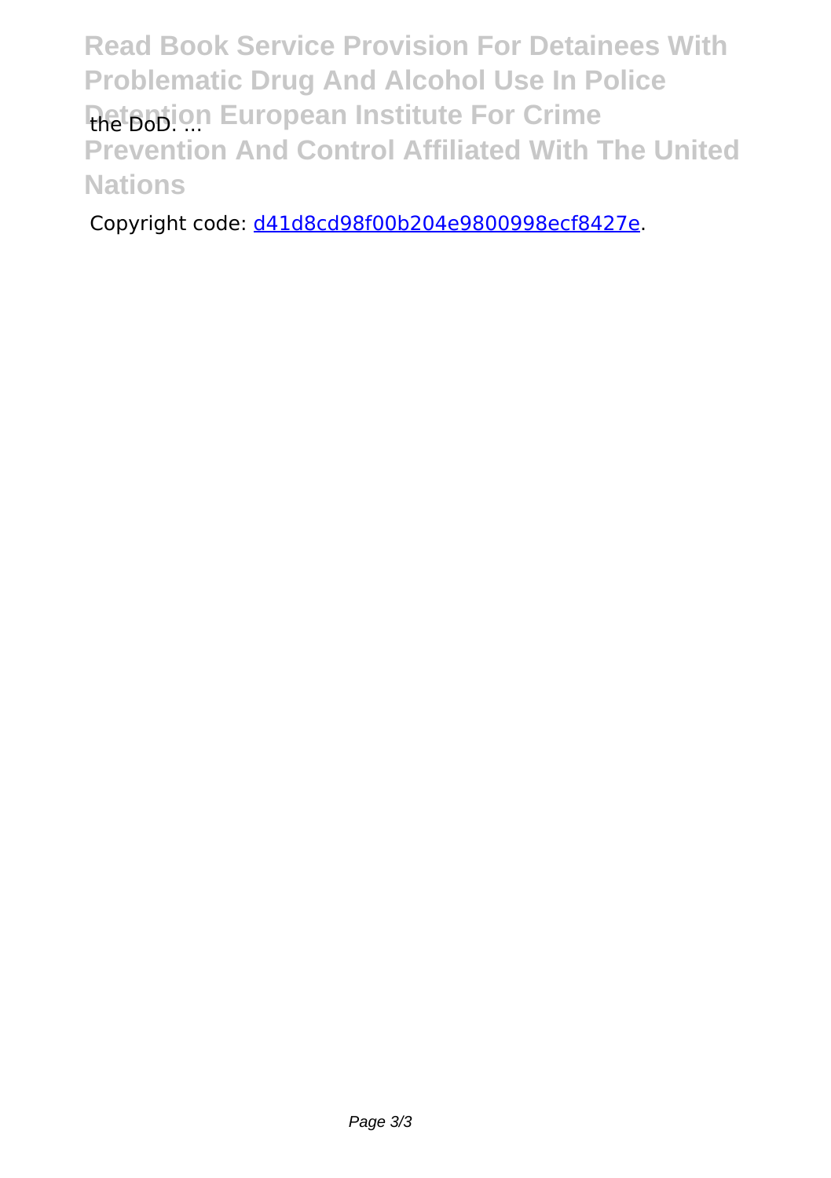the DoD. ...

Copyright code: d41d8cd98f00b204e9800998ecf8427e.